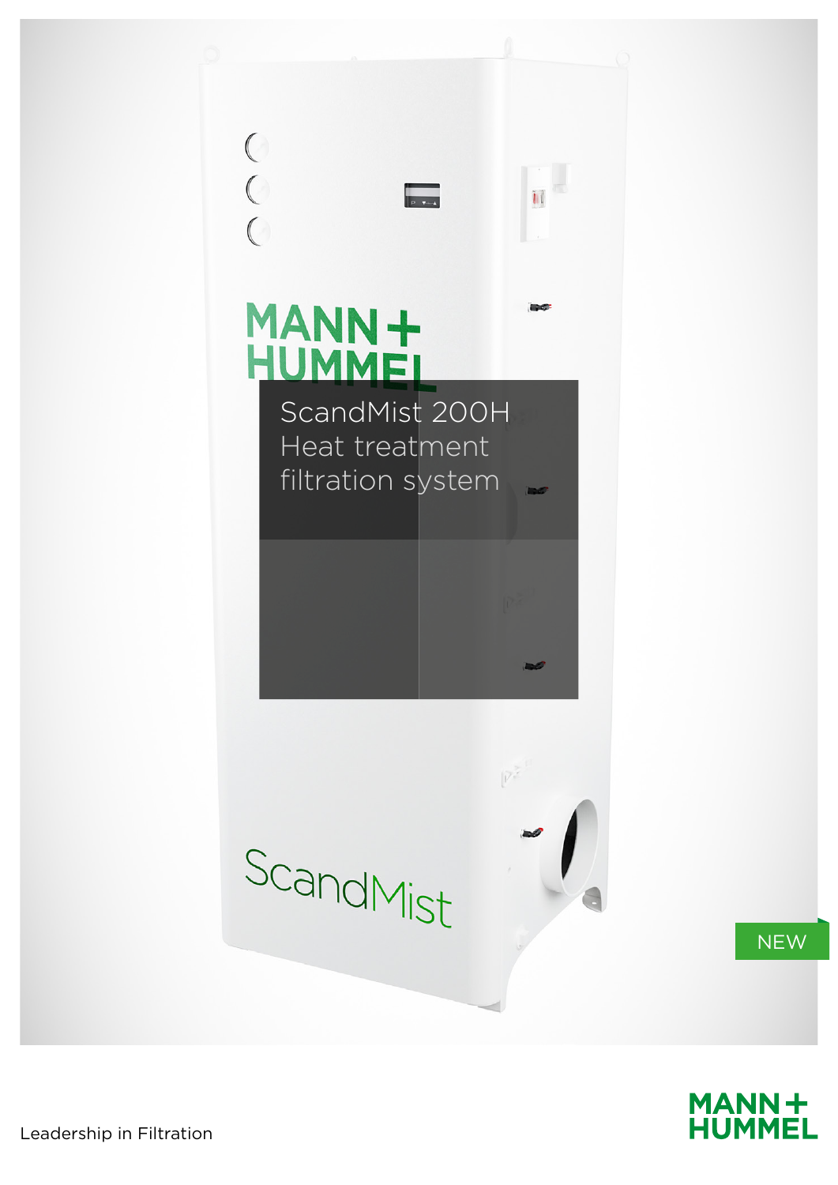# ScandMist 200H Heat treatment filtration system

NEW

Leadership in Filtration

MANN+HUMMEL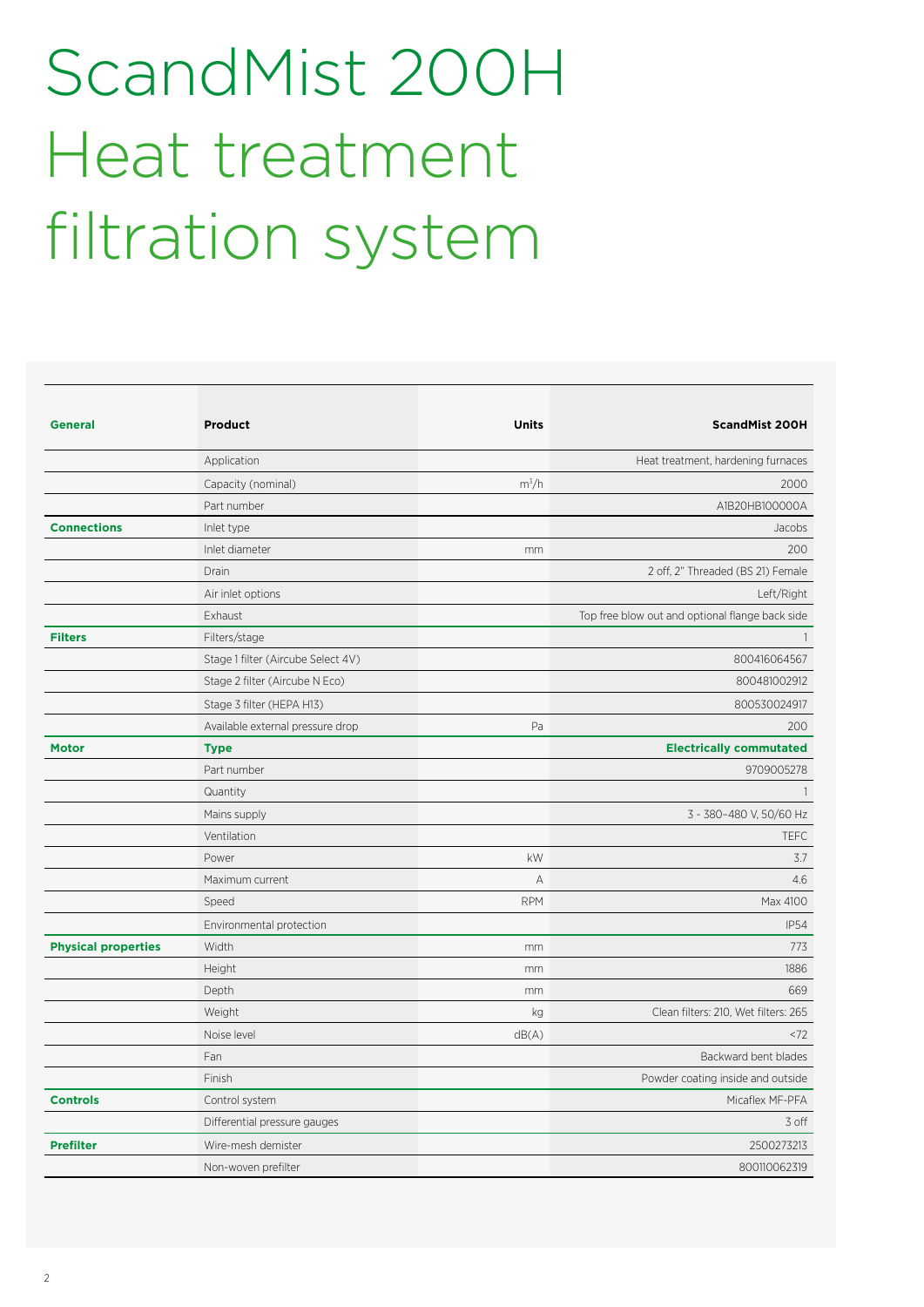# ScandMist 200H Heat treatment filtration system

| General | Product | Units | ScandMist 200H |
|---|---|---|---|
| | Application | | Heat treatment, hardening furnaces |
| | Capacity (nominal) | $m^3/h$ | 2000 |
| | Part number | | A1B20HB100000A |
| **Connections** | Inlet type | | Jacobs |
| | Inlet diameter | mm | 200 |
| | Drain | | 2 off, 2" Threaded (BS 21) Female |
| | Air inlet options | | Left/Right |
| | Exhaust | | Top free blow out and optional flange back side |
| **Filters** | Filters/stage | | 1 |
| | Stage 1 filter (Aircube Select 4V) | | 800416064567 |
| | Stage 2 filter (Aircube N Eco) | | 800481002912 |
| | Stage 3 filter (HEPA H13) | | 800530024917 |
| | Available external pressure drop | Pa | 200 |
| **Motor** | **Type** | | **Electrically commutated** |
| | Part number | | 9709005278 |
| | Quantity | | 1 |
| | Mains supply | | 3 ~ 380–480 V, 50/60 Hz |
| | Ventilation | | TEFC |
| | Power | kW | 3.7 |
| | Maximum current | A | 4.6 |
| | Speed | RPM | Max 4100 |
| | Environmental protection | | IP54 |
| **Physical properties** | Width | mm | 773 |
| | Height | mm | 1886 |
| | Depth | mm | 669 |
| | Weight | kg | Clean filters: 210, Wet filters: 265 |
| | Noise level | dB(A) | <72 |
| | Fan | | Backward bent blades |
| | Finish | | Powder coating inside and outside |
| **Controls** | Control system | | Micaflex MF-PFA |
| | Differential pressure gauges | | 3 off |
| **Prefilter** | Wire-mesh demister | | 2500273213 |
| | Non-woven prefilter | | 800110062319 |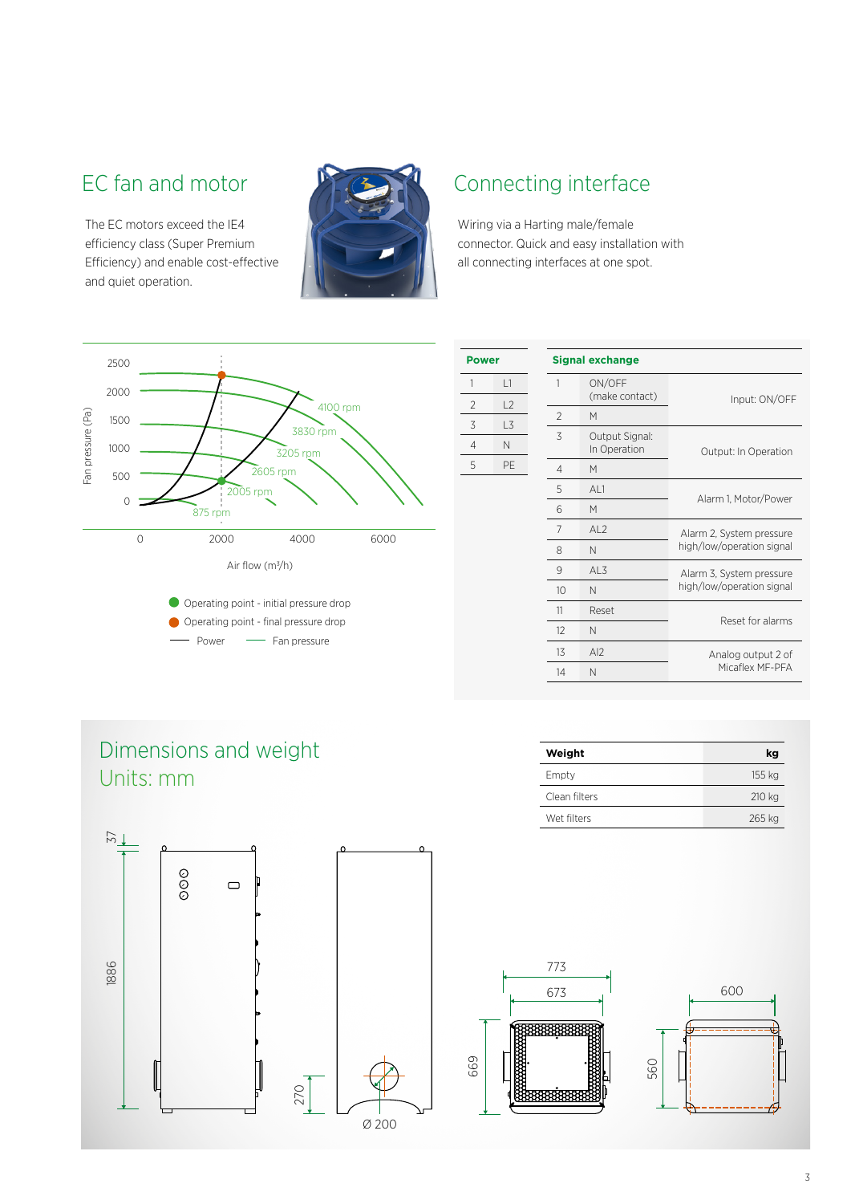## EC fan and motor

The EC motors exceed the IE4 efficiency class (Super Premium Efficiency) and enable cost-effective and quiet operation.

## Connecting interface

Wiring via a Harting male/female connector. Quick and easy installation with all connecting interfaces at one spot.

Fan pressure (Pa)

2500
2000
1500
1000
500
0

4100 rpm
3830 rpm
3205 rpm
2605 rpm
2005 rpm
875 rpm

0 2000 4000 6000

Air flow (m³/h)

- Operating point - initial pressure drop
- Operating point - final pressure drop
- Power
- Fan pressure

| Power | |
|---|---|
| 1 | L1 |
| 2 | L2 |
| 3 | L3 |
| 4 | N |
| 5 | PE |

| Signal exchange | | |
|---|---|---|
| 1 | ON/OFF (make contact) | Input: ON/OFF |
| 2 | M | |
| 3 | Output Signal: In Operation | Output: In Operation |
| 4 | M | |
| 5 | AL1 | Alarm 1, Motor/Power |
| 6 | M | |
| 7 | AL2 | Alarm 2, System pressure high/low/operation signal |
| 8 | N | |
| 9 | AL3 | Alarm 3, System pressure high/low/operation signal |
| 10 | N | |
| 11 | Reset | Reset for alarms |
| 12 | N | |
| 13 | AI2 | Analog output 2 of Micaflex MF-PFA |
| 14 | N | |

## Dimensions and weight
## Units: mm

| Weight | kg |
|---|---|
| Empty | 155 kg |
| Clean filters | 210 kg |
| Wet filters | 265 kg |

37, 1886, 270, Ø 200, 773, 673, 669, 600, 560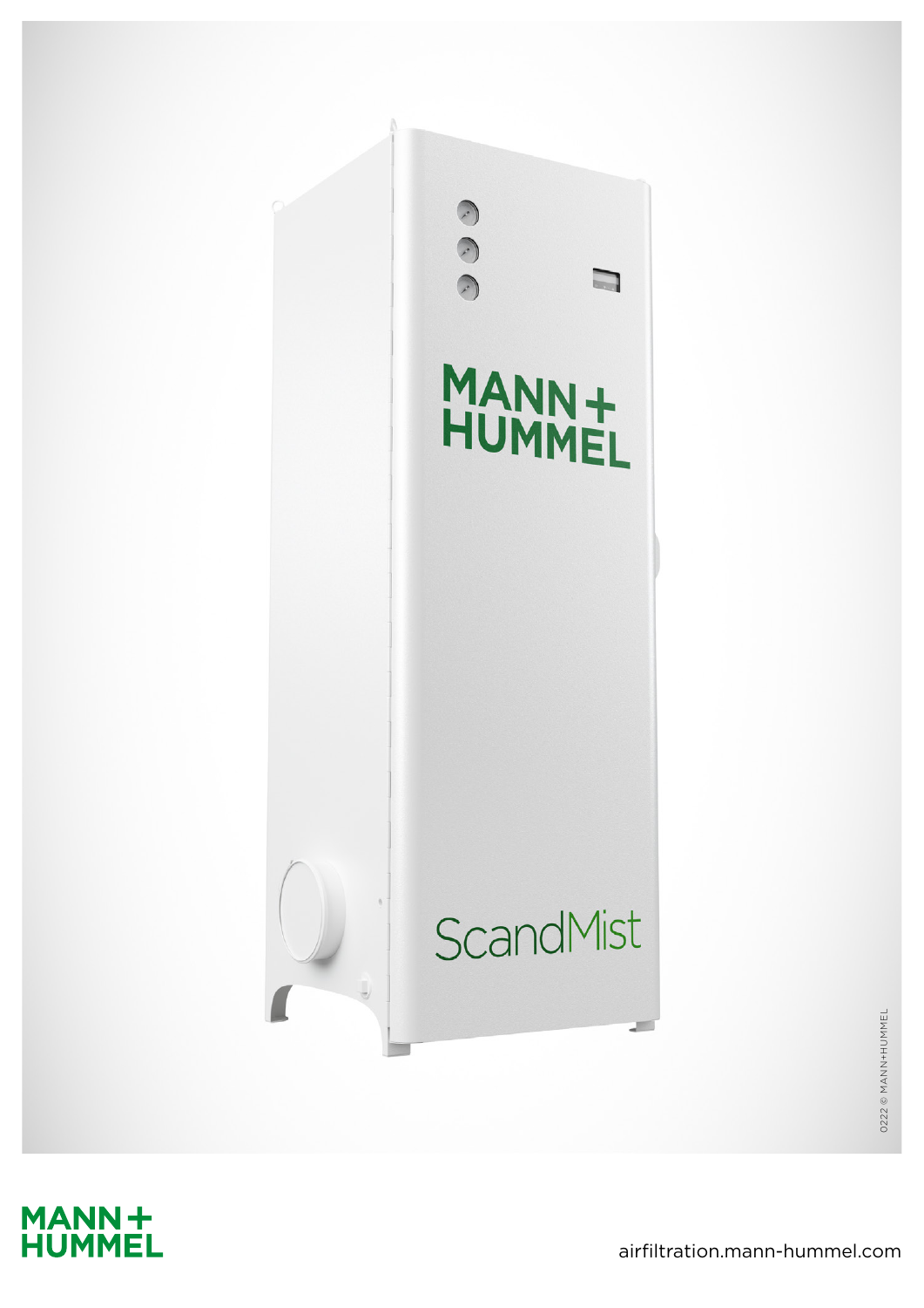0222 © MANN+HUMMEL

MANN+HUMMEL

airfiltration.mann-hummel.com